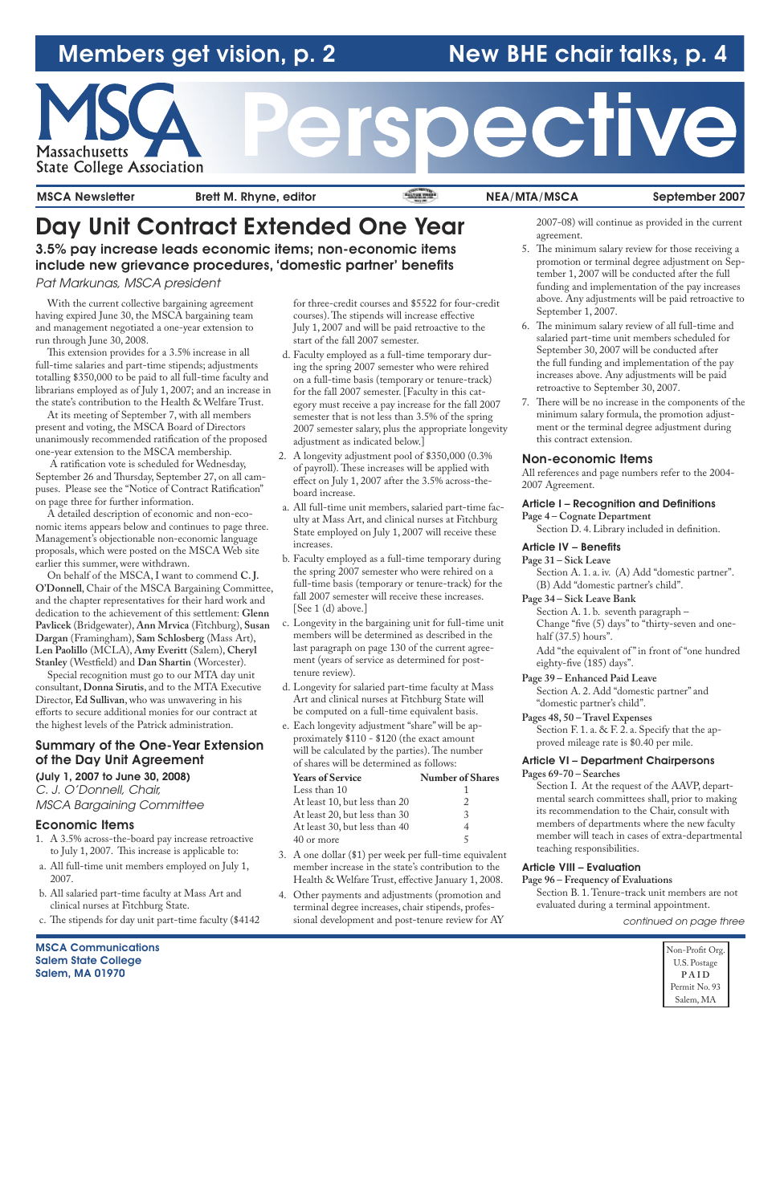# Members get vision, p. 2 | New BHE chair talks, p. 4

# MSCA Massachusetts State College Association Perspective

MSCA Newsletter | Brett M. Rhyne, editor | NEA/MTA/MSCA | September 2007

# Day Unit Contract Extended One Year

## 3.5% pay increase leads economic items; non-economic items include new grievance procedures, 'domestic partner' benefits

*Pat Markunas, MSCA president*

With the current collective bargaining agreement having expired June 30, the MSCA bargaining team and management negotiated a one-year extension to run through June 30, 2008.

This extension provides for a 3.5% increase in all full-time salaries and part-time stipends; adjustments totalling $350,000 to be paid to all full-time faculty and librarians employed as of July 1, 2007; and an increase in the state's contribution to the Health & Welfare Trust.

At its meeting of September 7, with all members present and voting, the MSCA Board of Directors unanimously recommended ratification of the proposed one-year extension to the MSCA membership.

A ratification vote is scheduled for Wednesday, September 26 and Thursday, September 27, on all campuses. Please see the "Notice of Contract Ratification" on page three for further information.

A detailed description of economic and non-economic items appears below and continues to page three. Management's objectionable non-economic language proposals, which were posted on the MSCA Web site earlier this summer, were withdrawn.

On behalf of the MSCA, I want to commend **C. J. O'Donnell**, Chair of the MSCA Bargaining Committee, and the chapter representatives for their hard work and dedication to the achievement of this settlement: **Glenn Pavlicek** (Bridgewater), **Ann Mrvica** (Fitchburg), **Susan Dargan** (Framingham), **Sam Schlosberg** (Mass Art), **Len Paolillo** (MCLA), **Amy Everitt** (Salem), **Cheryl Stanley** (Westfield) and **Dan Shartin** (Worcester).

Special recognition must go to our MTA day unit consultant, **Donna Sirutis**, and to the MTA Executive Director, **Ed Sullivan**, who was unwavering in his efforts to secure additional monies for our contract at the highest levels of the Patrick administration.

## Summary of the One-Year Extension of the Day Unit Agreement

**(July 1, 2007 to June 30, 2008)**

*C. J. O'Donnell, Chair, MSCA Bargaining Committee*

### Economic Items

1. A 3.5% across-the-board pay increase retroactive to July 1, 2007. This increase is applicable to:
   a. All full-time unit members employed on July 1, 2007.
   b. All salaried part-time faculty at Mass Art and clinical nurses at Fitchburg State.
   c. The stipends for day unit part-time faculty ($4142 for three-credit courses and $5522 for four-credit courses). The stipends will increase effective July 1, 2007 and will be paid retroactive to the start of the fall 2007 semester.
   d. Faculty employed as a full-time temporary during the spring 2007 semester who were rehired on a full-time basis (temporary or tenure-track) for the fall 2007 semester. [Faculty in this category must receive a pay increase for the fall 2007 semester that is not less than 3.5% of the spring 2007 semester salary, plus the appropriate longevity adjustment as indicated below.]
2. A longevity adjustment pool of $350,000 (0.3% of payroll). These increases will be applied with effect on July 1, 2007 after the 3.5% across-the-board increase.
   a. All full-time unit members, salaried part-time faculty at Mass Art, and clinical nurses at Fitchburg State employed on July 1, 2007 will receive these increases.
   b. Faculty employed as a full-time temporary during the spring 2007 semester who were rehired on a full-time basis (temporary or tenure-track) for the fall 2007 semester will receive these increases. [See 1 (d) above.]
   c. Longevity in the bargaining unit for full-time unit members will be determined as described in the last paragraph on page 130 of the current agreement (years of service as determined for post-tenure review).
   d. Longevity for salaried part-time faculty at Mass Art and clinical nurses at Fitchburg State will be computed on a full-time equivalent basis.
   e. Each longevity adjustment "share" will be approximately $110 - $120 (the exact amount will be calculated by the parties). The number of shares will be determined as follows:

| Years of Service | Number of Shares |
|---|---|
| Less than 10 | 1 |
| At least 10, but less than 20 | 2 |
| At least 20, but less than 30 | 3 |
| At least 30, but less than 40 | 4 |
| 40 or more | 5 |

3. A one dollar ($1) per week per full-time equivalent member increase in the state's contribution to the Health & Welfare Trust, effective January 1, 2008.
4. Other payments and adjustments (promotion and terminal degree increases, chair stipends, professional development and post-tenure review for AY 2007-08) will continue as provided in the current agreement.
5. The minimum salary review for those receiving a promotion or terminal degree adjustment on September 1, 2007 will be conducted after the full funding and implementation of the pay increases above. Any adjustments will be paid retroactive to September 1, 2007.
6. The minimum salary review of all full-time and salaried part-time unit members scheduled for September 30, 2007 will be conducted after the full funding and implementation of the pay increases above. Any adjustments will be paid retroactive to September 30, 2007.
7. There will be no increase in the components of the minimum salary formula, the promotion adjustment or the terminal degree adjustment during this contract extension.

### Non-economic Items

All references and page numbers refer to the 2004-2007 Agreement.

#### Article I – Recognition and Definitions

**Page 4 – Cognate Department**
Section D. 4. Library included in definition.

#### Article IV – Benefits

**Page 31 – Sick Leave**
Section A. 1. a. iv. (A) Add "domestic partner". (B) Add "domestic partner's child".

**Page 34 – Sick Leave Bank**
Section A. 1. b. seventh paragraph – Change "five (5) days" to "thirty-seven and one-half (37.5) hours".
Add "the equivalent of" in front of "one hundred eighty-five (185) days".

**Page 39 – Enhanced Paid Leave**
Section A. 2. Add "domestic partner" and "domestic partner's child".

**Pages 48, 50 – Travel Expenses**
Section F. 1. a. & F. 2. a. Specify that the approved mileage rate is $0.40 per mile.

#### Article VI – Department Chairpersons

**Pages 69-70 – Searches**
Section I. At the request of the AAVP, departmental search committees shall, prior to making its recommendation to the Chair, consult with members of departments where the new faculty member will teach in cases of extra-departmental teaching responsibilities.

#### Article VIII – Evaluation

**Page 96 – Frequency of Evaluations**
Section B. 1. Tenure-track unit members are not evaluated during a terminal appointment.

*continued on page three*

MSCA Communications
Salem State College
Salem, MA 01970

Non-Profit Org.
U.S. Postage
PAID
Permit No. 93
Salem, MA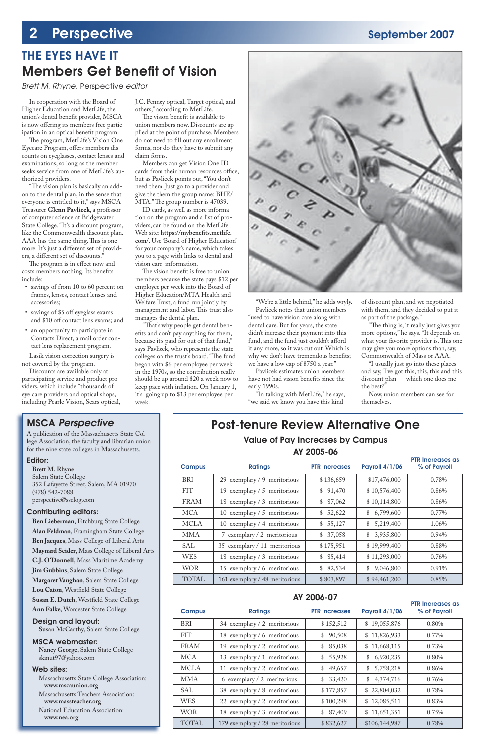## THE EYES HAVE IT

# Members Get Benefit of Vision

*Brett M. Rhyne, Perspective editor*

In cooperation with the Board of Higher Education and MetLife, the union's dental benefit provider, MSCA is now offering its members free participation in an optical benefit program.

The program, MetLife's Vision One Eyecare Program, offers members discounts on eyeglasses, contact lenses and examinations, so long as the member seeks service from one of MetLife's authorized providers.

"The vision plan is basically an add-on to the dental plan, in the sense that everyone is entitled to it," says MSCA Treasurer **Glenn Pavlicek**, a professor of computer science at Bridgewater State College. "It's a discount program, like the Commonwealth discount plan. AAA has the same thing. This is one more. It's just a different set of providers, a different set of discounts."

The program is in effect now and costs members nothing. Its benefits include:

- savings of from 10 to 60 percent on frames, lenses, contact lenses and accessories;
- savings of $5 off eyeglass exams and $10 off contact lens exams; and
- an opportunity to participate in Contacts Direct, a mail order contact lens replacement program.

Lasik vision correction surgery is not covered by the program.

Discounts are available only at participating service and product providers, which include "thousands of eye care providers and optical shops, including Pearle Vision, Sears optical, J.C. Penney optical, Target optical, and others," according to MetLife.

The vision benefit is available to union members now. Discounts are applied at the point of purchase. Members do not need to fill out any enrollment forms, nor do they have to submit any claim forms.

Members can get Vision One ID cards from their human resources office, but as Pavlicek points out, "You don't need them. Just go to a provider and give the them the group name: BHE/MTA." The group number is 47039.

ID cards, as well as more information on the program and a list of providers, can be found on the MetLife Web site: **https://mybenefits.metlife.com/**. Use 'Board of Higher Education' for your company's name, which takes you to a page with links to dental and vision care information.

The vision benefit is free to union members because the state pays $12 per employee per week into the Board of Higher Education/MTA Health and Welfare Trust, a fund run jointly by management and labor. This trust also manages the dental plan.

"That's why people get dental benefits and don't pay anything for them, because it's paid for out of that fund," says Pavlicek, who represents the state colleges on the trust's board. "The fund began with $6 per employee per week in the 1970s, so the contribution really should be up around $20 a week now to keep pace with inflation. On January 1, it's going up to $13 per employee per week.

"We're a little behind," he adds wryly.

Pavlicek notes that union members "used to have vision care along with dental care. But for years, the state didn't increase their payment into this fund, and the fund just couldn't afford it any more, so it was cut out. Which is why we don't have tremendous benefits; we have a low cap of $750 a year."

Pavlicek estimates union members have not had vision benefits since the early 1990s.

"In talking with MetLife," he says, "we said we know you have this kind of discount plan, and we negotiated with them, and they decided to put it as part of the package."

"The thing is, it really just gives you more options," he says. "It depends on what your favorite provider is. This one may give you more options than, say, Commonwealth of Mass or AAA.

"I usually just go into these places and say, 'I've got this, this, this and this discount plan — which one does me the best?'"

Now, union members can see for themselves.

## MSCA *Perspective*

A publication of the Massachusetts State College Association, the faculty and librarian union for the nine state colleges in Massachusetts.

**Editor:**
Brett M. Rhyne
Salem State College
352 Lafayette Street, Salem, MA 01970
(978) 542-7088
perspective@ssclog.com

**Contributing editors:**
**Ben Lieberman**, Fitchburg State College
**Alan Feldman**, Framingham State College
**Ben Jacques**, Mass College of Liberal Arts
**Maynard Seider**, Mass College of Liberal Arts
**C.J. O'Donnell**, Mass Maritime Academy
**Jim Gubbins**, Salem State College
**Margaret Vaughan**, Salem State College
**Lou Caton**, Westfield State College
**Susan E. Dutch**, Westfield State College
**Ann Falke**, Worcester State College

**Design and layout:**
Susan McCarthy, Salem State College

**MSCA webmaster:**
Nancy George, Salem State College
skinut97@yahoo.com

**Web sites:**
Massachusetts State College Association: **www.mscaunion.org**
Massachusetts Teachers Association: **www.massteacher.org**
National Education Association: **www.nea.org**

# Post-tenure Review Alternative One

### Value of Pay Increases by Campus

### AY 2005-06

| Campus | Ratings | PTR Increases | Payroll 4/1/06 | PTR Increases as % of Payroll |
|---|---|---|---|---|
| BRI | 29 exemplary / 9 meritorious | $ 136,659 | $17,476,000 | 0.78% |
| FIT | 19 exemplary / 5 meritorious | $ 91,470 | $ 10,576,400 | 0.86% |
| FRAM | 18 exemplary / 3 meritorious | $ 87,062 | $ 10,114,800 | 0.86% |
| MCA | 10 exemplary / 5 meritorious | $ 52,622 | $ 6,799,600 | 0.77% |
| MCLA | 10 exemplary / 4 meritorious | $ 55,127 | $ 5,219,400 | 1.06% |
| MMA | 7 exemplary / 2 meritorious | $ 37,058 | $ 3,935,800 | 0.94% |
| SAL | 35 exemplary / 11 meritorious | $ 175,951 | $ 19,999,400 | 0.88% |
| WES | 18 exemplary / 3 meritorious | $ 85,414 | $ 11,293,000 | 0.76% |
| WOR | 15 exemplary / 6 meritorious | $ 82,534 | $ 9,046,800 | 0.91% |
| TOTAL | 161 exemplary / 48 meritorious | $ 803,897 | $ 94,461,200 | 0.85% |

### AY 2006-07

| Campus | Ratings | PTR Increases | Payroll 4/1/06 | PTR Increases as % of Payroll |
|---|---|---|---|---|
| BRI | 34 exemplary / 2 meritorious | $ 152,512 | $ 19,055,876 | 0.80% |
| FIT | 18 exemplary / 6 meritorious | $ 90,508 | $ 11,826,933 | 0.77% |
| FRAM | 19 exemplary / 2 meritorious | $ 85,038 | $ 11,668,115 | 0.73% |
| MCA | 13 exemplary / 1 meritorious | $ 55,928 | $ 6,920,235 | 0.80% |
| MCLA | 11 exemplary / 2 meritorious | $ 49,657 | $ 5,758,218 | 0.86% |
| MMA | 6 exemplary / 2 meritorious | $ 33,420 | $ 4,374,716 | 0.76% |
| SAL | 38 exemplary / 8 meritorious | $ 177,857 | $ 22,804,032 | 0.78% |
| WES | 22 exemplary / 2 meritorious | $ 100,298 | $ 12,085,511 | 0.83% |
| WOR | 18 exemplary / 3 meritorious | $ 87,409 | $ 11,651,351 | 0.75% |
| TOTAL | 179 exemplary / 28 meritorious | $ 832,627 | $106,144,987 | 0.78% |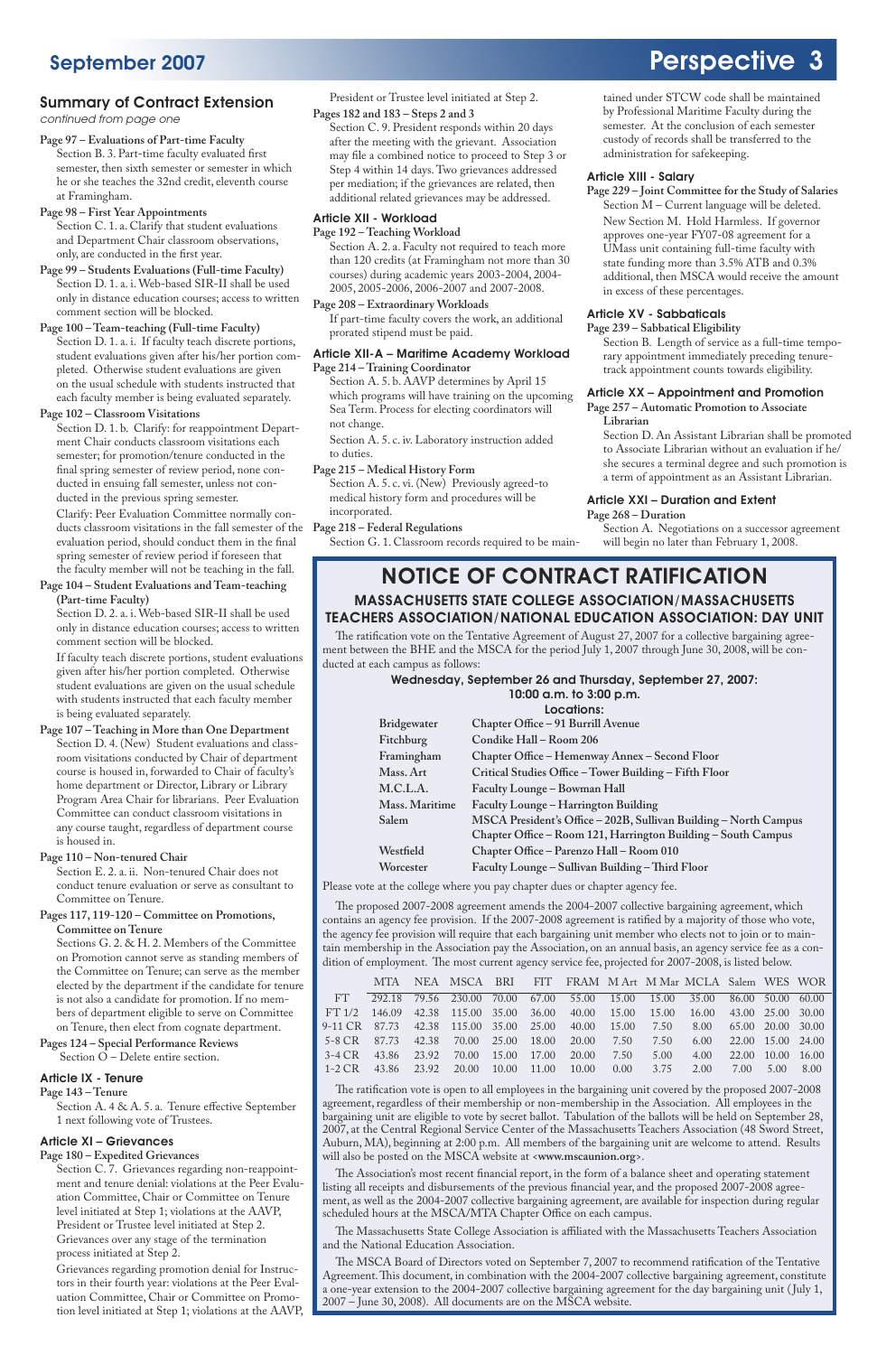## Summary of Contract Extension

*continued from page one*

**Page 97 – Evaluations of Part-time Faculty**
Section B. 3. Part-time faculty evaluated first semester, then sixth semester or semester in which he or she teaches the 32nd credit, eleventh course at Framingham.

**Page 98 – First Year Appointments**
Section C. 1. a. Clarify that student evaluations and Department Chair classroom observations, if any, are conducted in the first year.

**Page 99 – Students Evaluations (Full-time Faculty)**
Section D. 1. a. i. Web-based SIR-II shall be used only in distance education courses; access to written comment section will be blocked.

**Page 100 – Team-teaching (Full-time Faculty)**
Section D. 1. a. i. If faculty teach discrete portions, student evaluations given after his/her portion completed. Otherwise student evaluations are given on the usual schedule with students instructed that each faculty member is being evaluated separately.

**Page 102 – Classroom Visitations**
Section D. 1. b. Clarify: for reappointment Department Chair conducts classroom visitations each semester; for promotion/tenure conducted in the final spring semester of review period, none conducted in ensuing fall semester, unless not conducted in the previous spring semester.

Clarify: Peer Evaluation Committee normally conducts classroom visitations in the fall semester of the evaluation period, should conduct them in the final spring semester of review period if foreseen that the faculty member will not be teaching in the fall.

**Page 104 – Student Evaluations and Team-teaching (Part-time Faculty)**
Section D. 2. a. i. Web-based SIR-II shall be used only in distance education courses; access to written comment section will be blocked.

If faculty teach discrete portions, student evaluations given after his/her portion completed. Otherwise student evaluations are given on the usual schedule with students instructed that each faculty member is being evaluated separately.

**Page 107 – Teaching in More than One Department**
Section D. 4. (New) Student evaluations and classroom visitations conducted by Chair of department course is housed in, forwarded to Chair of faculty's home department or Director, Library or Library Program Area Chair for librarians. Peer Evaluation Committee can conduct classroom visitations in any course taught, regardless of department course is housed in.

**Page 110 – Non-tenured Chair**
Section E. 2. a. ii. Non-tenured Chair does not conduct tenure evaluation or serve as consultant to Committee on Tenure.

**Pages 117, 119-120 – Committee on Promotions, Committee on Tenure**
Sections G. 2. & H. 2. Members of the Committee on Promotion cannot serve as standing members of the Committee on Tenure; can serve as the member elected by the department if the candidate for tenure is not also a candidate for promotion. If no members of department eligible to serve on Committee on Tenure, then elect from cognate department.

**Pages 124 – Special Performance Reviews**
Section O – Delete entire section.

### Article IX - Tenure

**Page 143 – Tenure**
Section A. 4 & A. 5. a. Tenure effective September 1 next following vote of Trustees.

### Article XI – Grievances

**Page 180 – Expedited Grievances**
Section C. 7. Grievances regarding non-reappointment and tenure denial: violations at the Peer Evaluation Committee, Chair or Committee on Tenure level initiated at Step 1; violations at the AAVP, President or Trustee level initiated at Step 2. Grievances over any stage of the termination process initiated at Step 2.

Grievances regarding promotion denial for Instructors in their fourth year: violations at the Peer Evaluation Committee, Chair or Committee on Promotion level initiated at Step 1; violations at the AAVP, President or Trustee level initiated at Step 2.

**Pages 182 and 183 – Steps 2 and 3**
Section C. 9. President responds within 20 days after the meeting with the grievant. Association may file a combined notice to proceed to Step 3 or Step 4 within 14 days. Two grievances addressed per mediation; if the grievances are related, then additional related grievances may be addressed.

### Article XII - Workload

**Page 192 – Teaching Workload**
Section A. 2. a. Faculty not required to teach more than 120 credits (at Framingham not more than 30 courses) during academic years 2003-2004, 2004-2005, 2005-2006, 2006-2007 and 2007-2008.

**Page 208 – Extraordinary Workloads**
If part-time faculty covers the work, an additional prorated stipend must be paid.

### Article XII-A – Maritime Academy Workload

**Page 214 – Training Coordinator**
Section A. 5. b. AAVP determines by April 15 which programs will have training on the upcoming Sea Term. Process for electing coordinators will not change.

Section A. 5. c. iv. Laboratory instruction added to duties.

**Page 215 – Medical History Form**
Section A. 5. c. vi. (New) Previously agreed-to medical history form and procedures will be incorporated.

**Page 218 – Federal Regulations**
Section G. 1. Classroom records required to be maintained under STCW code shall be maintained by Professional Maritime Faculty during the semester. At the conclusion of each semester custody of records shall be transferred to the administration for safekeeping.

### Article XIII - Salary

**Page 229 – Joint Committee for the Study of Salaries**
Section M – Current language will be deleted.
New Section M. Hold Harmless. If governor approves one-year FY07-08 agreement for a UMass unit containing full-time faculty with state funding more than 3.5% ATB and 0.3% additional, then MSCA would receive the amount in excess of these percentages.

### Article XV - Sabbaticals

**Page 239 – Sabbatical Eligibility**
Section B. Length of service as a full-time temporary appointment immediately preceding tenure-track appointment counts towards eligibility.

### Article XX – Appointment and Promotion

**Page 257 – Automatic Promotion to Associate Librarian**
Section D. An Assistant Librarian shall be promoted to Associate Librarian without an evaluation if he/she secures a terminal degree and such promotion is a term of appointment as an Assistant Librarian.

### Article XXI – Duration and Extent

**Page 268 – Duration**
Section A. Negotiations on a successor agreement will begin no later than February 1, 2008.

# NOTICE OF CONTRACT RATIFICATION

## MASSACHUSETTS STATE COLLEGE ASSOCIATION/MASSACHUSETTS TEACHERS ASSOCIATION/NATIONAL EDUCATION ASSOCIATION: DAY UNIT

The ratification vote on the Tentative Agreement of August 27, 2007 for a collective bargaining agreement between the BHE and the MSCA for the period July 1, 2007 through June 30, 2008, will be conducted at each campus as follows:

**Wednesday, September 26 and Thursday, September 27, 2007:**
**10:00 a.m. to 3:00 p.m.**
**Locations:**

| | |
|---|---|
| Bridgewater | Chapter Office – 91 Burrill Avenue |
| Fitchburg | Condike Hall – Room 206 |
| Framingham | Chapter Office – Hemenway Annex – Second Floor |
| Mass. Art | Critical Studies Office – Tower Building – Fifth Floor |
| M.C.L.A. | Faculty Lounge – Bowman Hall |
| Mass. Maritime | Faculty Lounge – Harrington Building |
| Salem | MSCA President's Office – 202B, Sullivan Building – North Campus |
| | Chapter Office – Room 121, Harrington Building – South Campus |
| Westfield | Chapter Office – Parenzo Hall – Room 010 |
| Worcester | Faculty Lounge – Sullivan Building – Third Floor |

Please vote at the college where you pay chapter dues or chapter agency fee.

The proposed 2007-2008 agreement amends the 2004-2007 collective bargaining agreement, which contains an agency fee provision. If the 2007-2008 agreement is ratified by a majority of those who vote, the agency fee provision will require that each bargaining unit member who elects not to join or to maintain membership in the Association pay the Association, on an annual basis, an agency service fee as a condition of employment. The most current agency service fee, projected for 2007-2008, is listed below.

| | MTA | NEA | MSCA | BRI | FIT | FRAM | M Art | M Mar | MCLA | Salem | WES | WOR |
|---|---|---|---|---|---|---|---|---|---|---|---|---|
| FT | 292.18 | 79.56 | 230.00 | 70.00 | 67.00 | 55.00 | 15.00 | 15.00 | 35.00 | 86.00 | 50.00 | 60.00 |
| FT 1/2 | 146.09 | 42.38 | 115.00 | 35.00 | 36.00 | 40.00 | 15.00 | 15.00 | 16.00 | 43.00 | 25.00 | 30.00 |
| 9-11 CR | 87.73 | 42.38 | 115.00 | 35.00 | 25.00 | 40.00 | 15.00 | 7.50 | 8.00 | 65.00 | 20.00 | 30.00 |
| 5-8 CR | 87.73 | 42.38 | 70.00 | 25.00 | 18.00 | 20.00 | 7.50 | 7.50 | 6.00 | 22.00 | 15.00 | 24.00 |
| 3-4 CR | 43.86 | 23.92 | 70.00 | 15.00 | 17.00 | 20.00 | 7.50 | 5.00 | 4.00 | 22.00 | 10.00 | 16.00 |
| 1-2 CR | 43.86 | 23.92 | 20.00 | 10.00 | 11.00 | 10.00 | 0.00 | 3.75 | 2.00 | 7.00 | 5.00 | 8.00 |

The ratification vote is open to all employees in the bargaining unit covered by the proposed 2007-2008 agreement, regardless of their membership or non-membership in the Association. All employees in the bargaining unit are eligible to vote by secret ballot. Tabulation of the ballots will be held on September 28, 2007, at the Central Regional Service Center of the Massachusetts Teachers Association (48 Sword Street, Auburn, MA), beginning at 2:00 p.m. All members of the bargaining unit are welcome to attend. Results will also be posted on the MSCA website at <www.mscaunion.org>.

The Association's most recent financial report, in the form of a balance sheet and operating statement listing all receipts and disbursements of the previous financial year, and the proposed 2007-2008 agreement, as well as the 2004-2007 collective bargaining agreement, are available for inspection during regular scheduled hours at the MSCA/MTA Chapter Office on each campus.

The Massachusetts State College Association is affiliated with the Massachusetts Teachers Association and the National Education Association.

The MSCA Board of Directors voted on September 7, 2007 to recommend ratification of the Tentative Agreement. This document, in combination with the 2004-2007 collective bargaining agreement, constitute a one-year extension to the 2004-2007 collective bargaining agreement for the day bargaining unit (July 1, 2007 – June 30, 2008). All documents are on the MSCA website.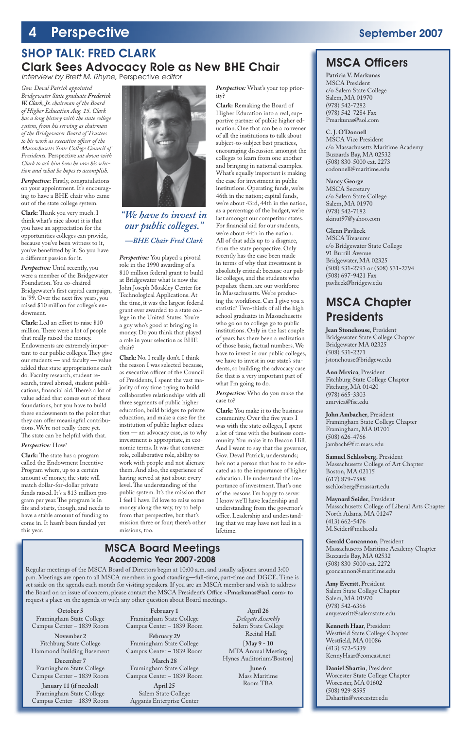## SHOP TALK: FRED CLARK

# Clark Sees Advocacy Role as New BHE Chair

*Interview by Brett M. Rhyne, Perspective editor*

*Gov. Deval Patrick appointed Bridgewater State graduate* ***Frederick W. Clark, Jr.*** *chairman of the Board of Higher Education Aug. 15. Clark has a long history with the state college system, from his serving as chairman of the Bridgewater Board of Trustees to his work as executive officer of the Massachusetts State College Council of Presidents.* Perspective *sat down with Clark to ask him how he saw his selection and what he hopes to accomplish.*

***Perspective:*** Firstly, congratulations on your appointment. It's encouraging to have a BHE chair who came out of the state college system.

**Clark:** Thank you very much. I think what's nice about it is that you have an appreciation for the opportunities colleges can provide, because you've been witness to it, you've benefitted by it. So you have a different passion for it.

***Perspective:*** Until recently, you were a member of the Bridgewater Foundation. You co-chaired Bridgewater's first capital campaign, in '99. Over the next five years, you raised $10 million for college's endowment.

**Clark:** Led an effort to raise $10 million. There were a lot of people that really raised the money. Endowments are extremely important to our public colleges. They give our students — and faculty — value added that state appropriations can't do. Faculty research, student research, travel abroad, student publications, financial aid. There's a lot of value added that comes out of these foundations, but you have to build these endowments to the point that they can offer meaningful contributions. We're not really there yet. The state can be helpful with that.

***Perspective:*** How?

**Clark:** The state has a program called the Endowment Incentive Program where, up to a certain amount of money, the state will match dollar-for-dollar private funds raised. It's a $13 million program per year. The program is in fits and starts, though, and needs to have a stable amount of funding to come in. It hasn't been funded yet this year.

*"We have to invest in our public colleges."*

*—BHE Chair Fred Clark*

***Perspective:*** You played a pivotal role in the 1990 awarding of a $10 million federal grant to build at Bridgewater what is now the John Joseph Moakley Center for Technological Applications. At the time, it was the largest federal grant ever awarded to a state college in the United States. You're a guy who's good at bringing in money. Do you think that played a role in your selection as BHE chair?

**Clark:** No. I really don't. I think the reason I was selected because, as executive officer of the Council of Presidents, I spent the vast majority of my time trying to build collaborative relationships with all three segments of public higher education, build bridges to private education, and make a case for the institution of public higher education — an advocacy case, as to why investment is appropriate, in economic terms. It was that convener role, collaborative role, ability to work with people and not alienate them. And also, the experience of having served at just about every level. The understanding of the public system. It's the mission that I feel I have. I'd love to raise some money along the way, try to help from that perspective, but that's mission three or four; there's other missions, too.

***Perspective:*** What's your top priority?

**Clark:** Remaking the Board of Higher Education into a real, supportive partner of public higher education. One that can be a convener of all the institutions to talk about subject-to-subject best practices, encouraging discussion amongst the colleges to learn from one another and bringing in national examples. What's equally important is making the case for investment in public institutions. Operating funds, we're 46th in the nation; capital funds, we're about 43rd, 44th in the nation, as a percentage of the budget, we're last amongst our competitor states. For financial aid for our students, we're about 44th in the nation. All of that adds up to a disgrace, from the state perspective. Only recently has the case been made in terms of why that investment is absolutely critical: because our public colleges, and the students who populate them, are our workforce in Massachusetts. We're producing the workforce. Can I give you a statistic? Two-thirds of all the high school graduates in Massachusetts who go on to college go to public institutions. Only in the last couple of years has there been a realization of those basic, factual numbers. We have to invest in our public colleges, we have to invest in our state's students, so building the advocacy case for that is a very important part of what I'm going to do.

***Perspective:*** Who do you make the case to?

**Clark:** You make it to the business community. Over the five years I was with the state colleges, I spent a lot of time with the business community. You make it to Beacon Hill. And I want to say that the governor, Gov. Deval Patrick, understands; he's not a person that has to be educated as to the importance of higher education. He understand the importance of investment. That's one of the reasons I'm happy to serve: I know we'll have leadership and understanding from the governor's office. Leadership and understanding that we may have not had in a lifetime.

## MSCA Board Meetings

### Academic Year 2007-2008

Regular meetings of the MSCA Board of Directors begin at 10:00 a.m. and usually adjourn around 3:00 p.m. Meetings are open to all MSCA members in good standing—full-time, part-time and DGCE. Time is set aside on the agenda each month for visiting speakers. If you are an MSCA member and wish to address the Board on an issue of concern, please contact the MSCA President's Office <**Pmarkunas@aol.com**> to request a place on the agenda or with any other question about Board meetings.

**October 5**
Framingham State College
Campus Center – 1839 Room

**November 2**
Fitchburg State College
Hammond Building Basement

**December 7**
Framingham State College
Campus Center – 1839 Room

**January 11 (if needed)**
Framingham State College
Campus Center – 1839 Room

**February 1**
Framingham State College
Campus Center – 1839 Room

**February 29**
Framingham State College
Campus Center – 1839 Room

**March 28**
Framingham State College
Campus Center – 1839 Room

**April 25**
Salem State College
Agganis Enterprise Center

**April 26**
*Delegate Assembly*
Salem State College
Recital Hall

**[May 9 - 10**
MTA Annual Meeting
Hynes Auditorium/Boston]

**June 6**
Mass Maritime
Room TBA

## MSCA Officers

**Patricia V. Markunas**
MSCA President
c/o Salem State College
Salem, MA 01970
(978) 542-7282
(978) 542-7284 Fax
Pmarkunas@aol.com

**C. J. O'Donnell**
MSCA Vice President
c/o Massachusetts Maritime Academy
Buzzards Bay, MA 02532
(508) 830-5000 ext. 2273
codonnell@maritime.edu

**Nancy George**
MSCA Secretary
c/o Salem State College
Salem, MA 01970
(978) 542-7182
skinut97@yahoo.com

**Glenn Pavlicek**
MSCA Treasurer
c/o Bridgewater State College
91 Burrill Avenue
Bridgewater, MA 02325
(508) 531-2793 or (508) 531-2794
(508) 697-9421 Fax
pavlicek@bridgew.edu

## MSCA Chapter Presidents

**Jean Stonehouse**, President
Bridgewater State College Chapter
Bridgewater MA 02325
(508) 531-2271
jstonehouse@bridgew.edu

**Ann Mrvica**, President
Fitchburg State College Chapter
Fitchurg, MA 01420
(978) 665-3303
amrvica@fsc.edu

**John Ambacher**, President
Framingham State College Chapter
Framingham, MA 01701
(508) 626-4766
jambach@frc.mass.edu

**Samuel Schlosberg**, President
Massachusetts College of Art Chapter
Boston, MA 02115
(617) 879-7588
sschlosberg@massart.edu

**Maynard Seider**, President
Massachusetts College of Liberal Arts Chapter
North Adams, MA 01247
(413) 662-5476
M.Seider@mcla.edu

**Gerald Concannon**, President
Massachusetts Maritime Academy Chapter
Buzzards Bay, MA 02532
(508) 830-5000 ext. 2272
gconcannon@maritime.edu

**Amy Everitt**, President
Salem State College Chapter
Salem, MA 01970
(978) 542-6366
amy.everitt@salemstate.edu

**Kenneth Haar**, President
Westfield State College Chapter
Westfield, MA 01086
(413) 572-5339
KennyHaar@comcast.net

**Daniel Shartin**, President
Worcester State College Chapter
Worcester, MA 01602
(508) 929-8595
Dshartin@worcester.edu